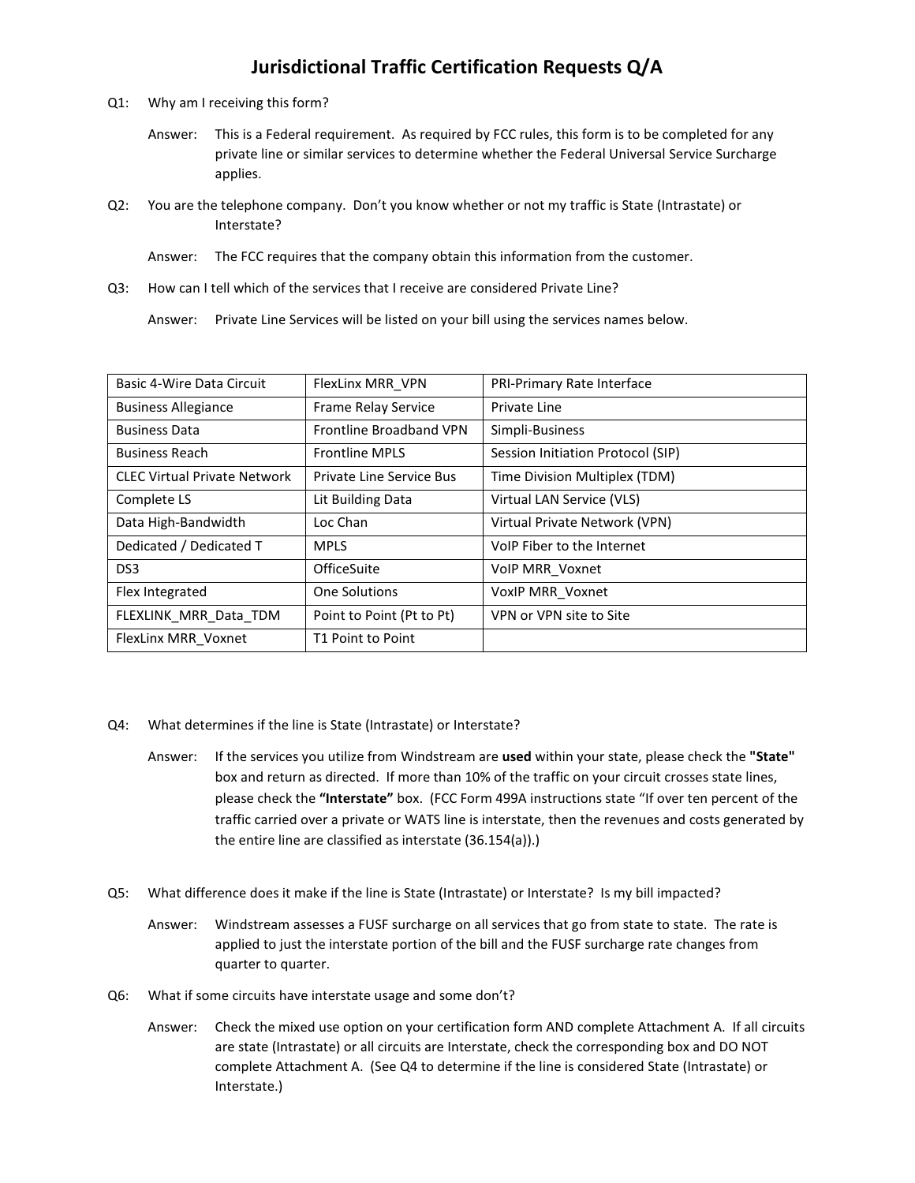# Jurisdictional Traffic Certification Requests Q/A

Q1: Why am I receiving this form?

Answer: This is a Federal requirement. As required by FCC rules, this form is to be completed for any private line or similar services to determine whether the Federal Universal Service Surcharge applies.

Q2: You are the telephone company. Don't you know whether or not my traffic is State (Intrastate) or Interstate?

Answer: The FCC requires that the company obtain this information from the customer.

Q3: How can I tell which of the services that I receive are considered Private Line?

Answer: Private Line Services will be listed on your bill using the services names below.

| | | |
|---|---|---|
| Basic 4-Wire Data Circuit | FlexLinx MRR_VPN | PRI-Primary Rate Interface |
| Business Allegiance | Frame Relay Service | Private Line |
| Business Data | Frontline Broadband VPN | Simpli-Business |
| Business Reach | Frontline MPLS | Session Initiation Protocol (SIP) |
| CLEC Virtual Private Network | Private Line Service Bus | Time Division Multiplex (TDM) |
| Complete LS | Lit Building Data | Virtual LAN Service (VLS) |
| Data High-Bandwidth | Loc Chan | Virtual Private Network (VPN) |
| Dedicated / Dedicated T | MPLS | VoIP Fiber to the Internet |
| DS3 | OfficeSuite | VoIP MRR_Voxnet |
| Flex Integrated | One Solutions | VoxIP MRR_Voxnet |
| FLEXLINK_MRR_Data_TDM | Point to Point (Pt to Pt) | VPN or VPN site to Site |
| FlexLinx MRR_Voxnet | T1 Point to Point | |

Q4: What determines if the line is State (Intrastate) or Interstate?

Answer: If the services you utilize from Windstream are **used** within your state, please check the **"State"** box and return as directed. If more than 10% of the traffic on your circuit crosses state lines, please check the **"Interstate"** box. (FCC Form 499A instructions state "If over ten percent of the traffic carried over a private or WATS line is interstate, then the revenues and costs generated by the entire line are classified as interstate (36.154(a)).)

Q5: What difference does it make if the line is State (Intrastate) or Interstate? Is my bill impacted?

Answer: Windstream assesses a FUSF surcharge on all services that go from state to state. The rate is applied to just the interstate portion of the bill and the FUSF surcharge rate changes from quarter to quarter.

Q6: What if some circuits have interstate usage and some don't?

Answer: Check the mixed use option on your certification form AND complete Attachment A. If all circuits are state (Intrastate) or all circuits are Interstate, check the corresponding box and DO NOT complete Attachment A. (See Q4 to determine if the line is considered State (Intrastate) or Interstate.)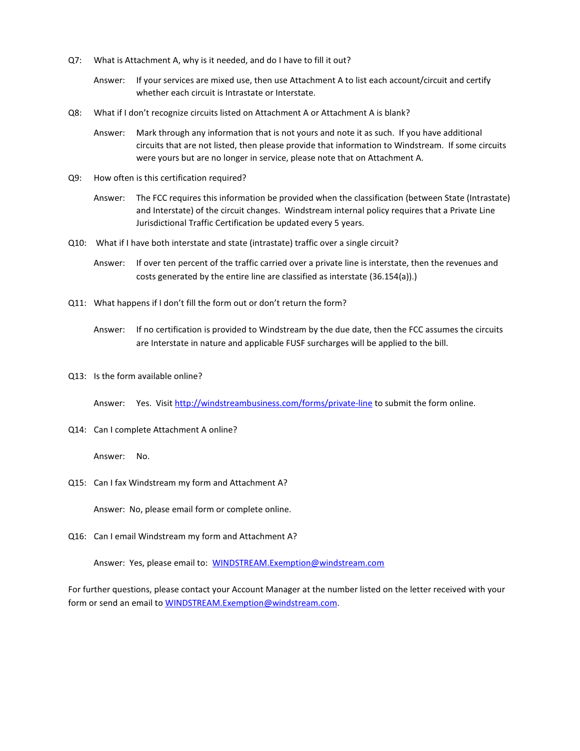Q7: What is Attachment A, why is it needed, and do I have to fill it out?

Answer: If your services are mixed use, then use Attachment A to list each account/circuit and certify whether each circuit is Intrastate or Interstate.

Q8: What if I don't recognize circuits listed on Attachment A or Attachment A is blank?

Answer: Mark through any information that is not yours and note it as such. If you have additional circuits that are not listed, then please provide that information to Windstream. If some circuits were yours but are no longer in service, please note that on Attachment A.

Q9: How often is this certification required?

Answer: The FCC requires this information be provided when the classification (between State (Intrastate) and Interstate) of the circuit changes. Windstream internal policy requires that a Private Line Jurisdictional Traffic Certification be updated every 5 years.

Q10: What if I have both interstate and state (intrastate) traffic over a single circuit?

Answer: If over ten percent of the traffic carried over a private line is interstate, then the revenues and costs generated by the entire line are classified as interstate (36.154(a)).)

Q11: What happens if I don't fill the form out or don't return the form?

Answer: If no certification is provided to Windstream by the due date, then the FCC assumes the circuits are Interstate in nature and applicable FUSF surcharges will be applied to the bill.

Q13: Is the form available online?

Answer: Yes. Visit http://windstreambusiness.com/forms/private-line to submit the form online.

Q14: Can I complete Attachment A online?

Answer: No.

Q15: Can I fax Windstream my form and Attachment A?

Answer: No, please email form or complete online.

Q16: Can I email Windstream my form and Attachment A?

Answer: Yes, please email to: WINDSTREAM.Exemption@windstream.com

For further questions, please contact your Account Manager at the number listed on the letter received with your form or send an email to WINDSTREAM.Exemption@windstream.com.